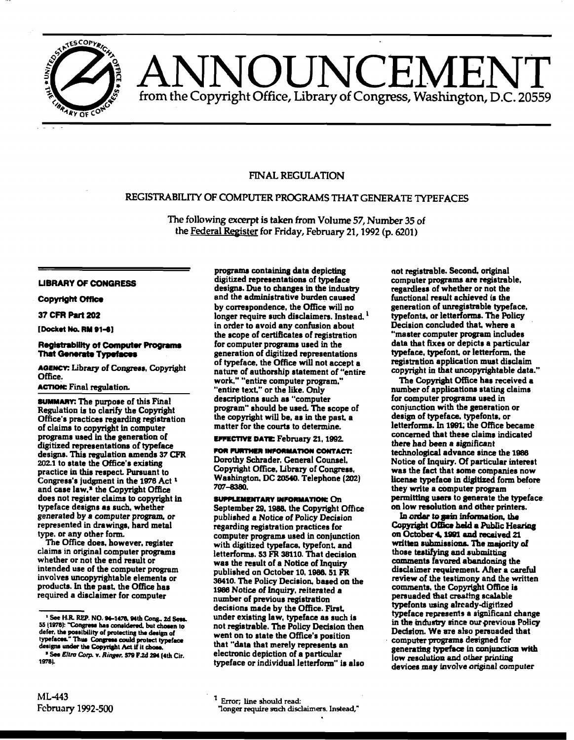# ANNOUNCEMENT

from the Copyright Office, Library of Congress, Washington, D.C. 20559

## FINAL REGULATION

### REGISTRABILITY OF COMPUTER PROGRAMS THAT GENERATE TYPEFACES

The following excerpt is taken from Volume 57, Number 35 of the Federal Register for Friday, February 21, 1992 (p. 6201)

**LIBRARY OF CONGRESS**

**Copyright Office**

**37 CFR Part 202**

**[Docket No. RM 91-6]**

**Registrability of Computer Programs That Generate Typefaces**

**AGENCY:** Library of Congress, Copyright Office.

**ACTION:** Final regulation.

**SUMMARY:** The purpose of this Final Regulation is to clarify the Copyright Office's practices regarding registration of claims to copyright in computer programs used in the generation of digitized representations of typeface designs. This regulation amends 37 CFR 202.1 to state the Office's existing practice in this respect. Pursuant to Congress's judgment in the 1976 Act [1] and case law,[2] the Copyright Office does not register claims to copyright in typeface designs as such, whether generated by a computer program, or represented in drawings, hard metal type, or any other form.

The Office does, however, register claims in original computer programs whether or not the end result or intended use of the computer program involves uncopyrightable elements or products. In the past, the Office has required a disclaimer for computer programs containing data depicting digitized representations of typeface designs. Due to changes in the industry and the administrative burden caused by correspondence, the Office will no longer require such disclaimers. Instead,[1] in order to avoid any confusion about the scope of certificates of registration for computer programs used in the generation of digitized representations of typeface, the Office will not accept a nature of authorship statement of "entire work," "entire computer program," "entire text," or the like. Only descriptions such as "computer program" should be used. The scope of the copyright will be, as in the past, a matter for the courts to determine.

**EFFECTIVE DATE:** February 21, 1992.

**FOR FURTHER INFORMATION CONTACT:** Dorothy Schrader, General Counsel, Copyright Office, Library of Congress, Washington, DC 20540. Telephone (202) 707-8380.

**SUPPLEMENTARY INFORMATION:** On September 29, 1988, the Copyright Office published a Notice of Policy Decision regarding registration practices for computer programs used in conjunction with digitized typeface, typefont, and letterforms. 53 FR 38110. That decision was the result of a Notice of Inquiry published on October 10, 1986. 51 FR 36410. The Policy Decision, based on the 1986 Notice of Inquiry, reiterated a number of previous registration decisions made by the Office. First, under existing law, typeface as such is not registrable. The Policy Decision then went on to state the Office's position that "data that merely represents an electronic depiction of a particular typeface or individual letterform" is also not registrable. Second, original computer programs are registrable, regardless of whether or not the functional result achieved is the generation of unregistrable typeface, typefonts, or letterforms. The Policy Decision concluded that, where a "master computer program includes data that fixes or depicts a particular typeface, typefont, or letterform, the registration application must disclaim copyright in that uncopyrightable data."

The Copyright Office has received a number of applications stating claims for computer programs used in conjunction with the generation or design of typeface, typefonts, or letterforms. In 1991, the Office became concerned that these claims indicated there had been a significant technological advance since the 1986 Notice of Inquiry. Of particular interest was the fact that some companies now license typeface in digitized form before they write a computer program permitting users to generate the typeface on low resolution and other printers.

In order to gain information, the Copyright Office held a Public Hearing on October 4, 1991 and received 21 written submissions. The majority of those testifying and submitting comments favored abandoning the disclaimer requirement. After a careful review of the testimony and the written comments, the Copyright Office is persuaded that creating scalable typefonts using already-digitized typeface represents a significant change in the industry since our previous Policy Decision. We are also persuaded that computer programs designed for generating typeface in conjunction with low resolution and other printing devices may involve original computer

---

[1] See H.R. REP. NO. 94-1476, 94th Cong., 2d Sess. 55 (1976): "Congress has considered, but chosen to defer, the possibility of protecting the design of typefaces." Thus Congress could protect typeface designs under the Copyright Act if it chose.

[2] See *Eltra Corp. v. Ringer*, 579 F.2d 294 (4th Cir. 1978).

[1] Error; line should read: "longer require such disclaimers. Instead,"

ML-443
February 1992-500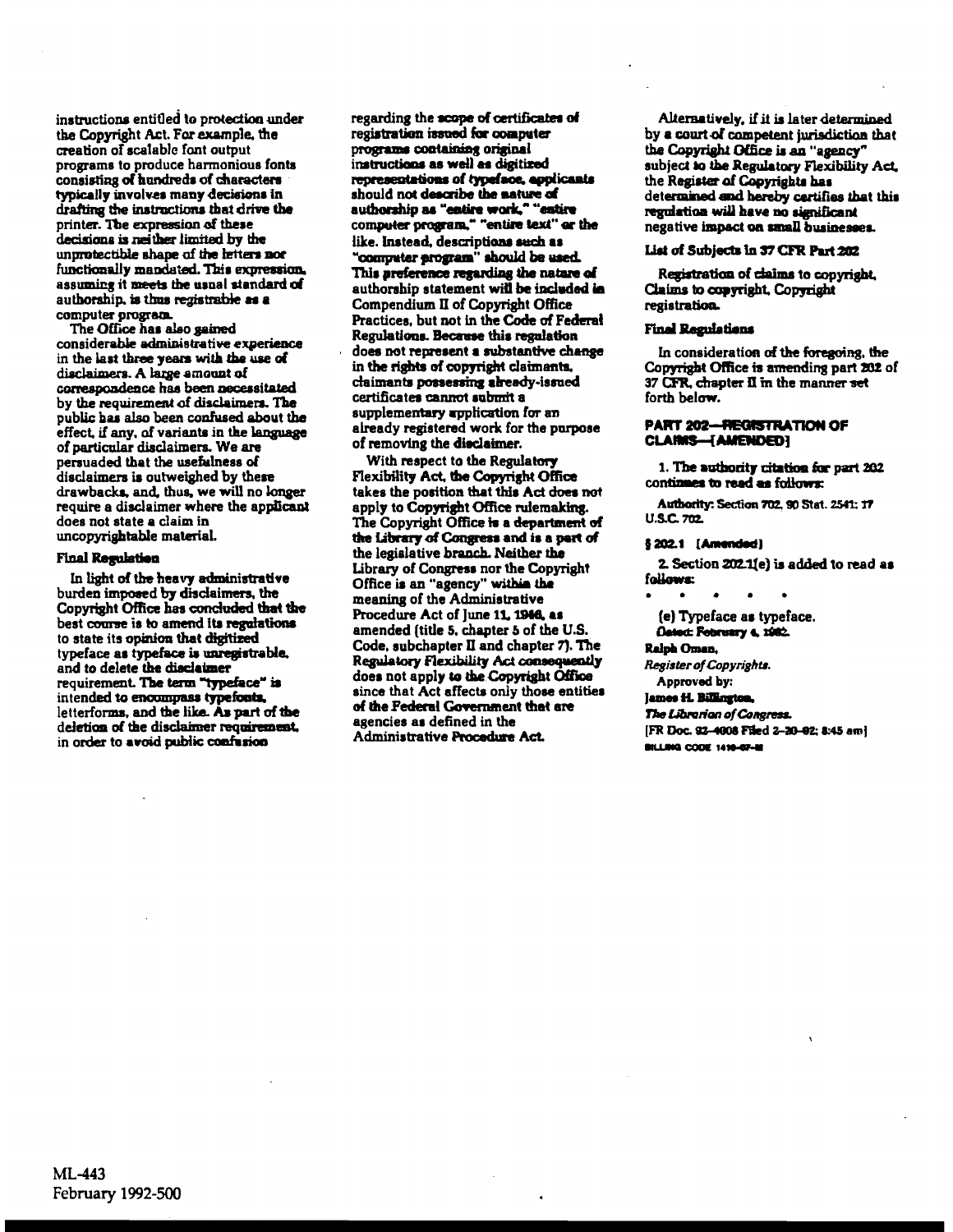instructions entitled to protection under the Copyright Act. For example, the creation of scalable font output programs to produce harmonious fonts consisting of hundreds of characters typically involves many decisions in drafting the instructions that drive the printer. The expression of these decisions is neither limited by the unprotectible shape of the letters nor functionally mandated. This expression, assuming it meets the usual standard of authorship, is thus registrable as a computer program.

The Office has also gained considerable administrative experience in the last three years with the use of disclaimers. A large amount of correspondence has been necessitated by the requirement of disclaimers. The public has also been confused about the effect, if any, of variants in the language of particular disclaimers. We are persuaded that the usefulness of disclaimers is outweighed by these drawbacks, and, thus, we will no longer require a disclaimer where the applicant does not state a claim in uncopyrightable material.

### Final Regulation

In light of the heavy administrative burden imposed by disclaimers, the Copyright Office has concluded that the best course is to amend its regulations to state its opinion that digitized typeface as typeface is unregistrable, and to delete the disclaimer requirement. The term "typeface" is intended to encompass typefonts, letterforms, and the like. As part of the deletion of the disclaimer requirement, in order to avoid public confusion regarding the scope of certificates of registration issued for computer programs containing original instructions as well as digitized representations of typeface, applicants should not describe the nature of authorship as "entire work," "entire computer program," "entire text" or the like. Instead, descriptions such as "computer program" should be used. This preference regarding the nature of authorship statement will be included in Compendium II of Copyright Office Practices, but not in the Code of Federal Regulations. Because this regulation does not represent a substantive change in the rights of copyright claimants, claimants possessing already-issued certificates cannot submit a supplementary application for an already registered work for the purpose of removing the disclaimer.

With respect to the Regulatory Flexibility Act, the Copyright Office takes the position that this Act does not apply to Copyright Office rulemaking. The Copyright Office is a department of the Library of Congress and is a part of the legislative branch. Neither the Library of Congress nor the Copyright Office is an "agency" within the meaning of the Administrative Procedure Act of June 11, 1946, as amended (title 5, chapter 5 of the U.S. Code, subchapter II and chapter 7). The Regulatory Flexibility Act consequently does not apply to the Copyright Office since that Act affects only those entities of the Federal Government that are agencies as defined in the Administrative Procedure Act.

Alternatively, if it is later determined by a court of competent jurisdiction that the Copyright Office is an "agency" subject to the Regulatory Flexibility Act, the Register of Copyrights has determined and hereby certifies that this regulation will have no significant negative impact on small businesses.

### List of Subjects in 37 CFR Part 202

Registration of claims to copyright, Claims to copyright, Copyright registration.

### Final Regulations

In consideration of the foregoing, the Copyright Office is amending part 202 of 37 CFR, chapter II in the manner set forth below.

### PART 202—REGISTRATION OF CLAIMS—[AMENDED]

1. The authority citation for part 202 continues to read as follows:

Authority: Section 702, 90 Stat. 2541; 17 U.S.C. 702.

§ 202.1 [Amended]

2. Section 202.1(e) is added to read as follows:

\* \* \* \* \*

(e) Typeface as typeface.

Dated: February 4, 1992.

**Ralph Oman,**

*Register of Copyrights.*

Approved by:

**James H. Billington,**

*The Librarian of Congress.*

[FR Doc. 92-4008 Filed 2-20-92; 8:45 am]

BILLING CODE 1410-07-M

ML-443
February 1992-500